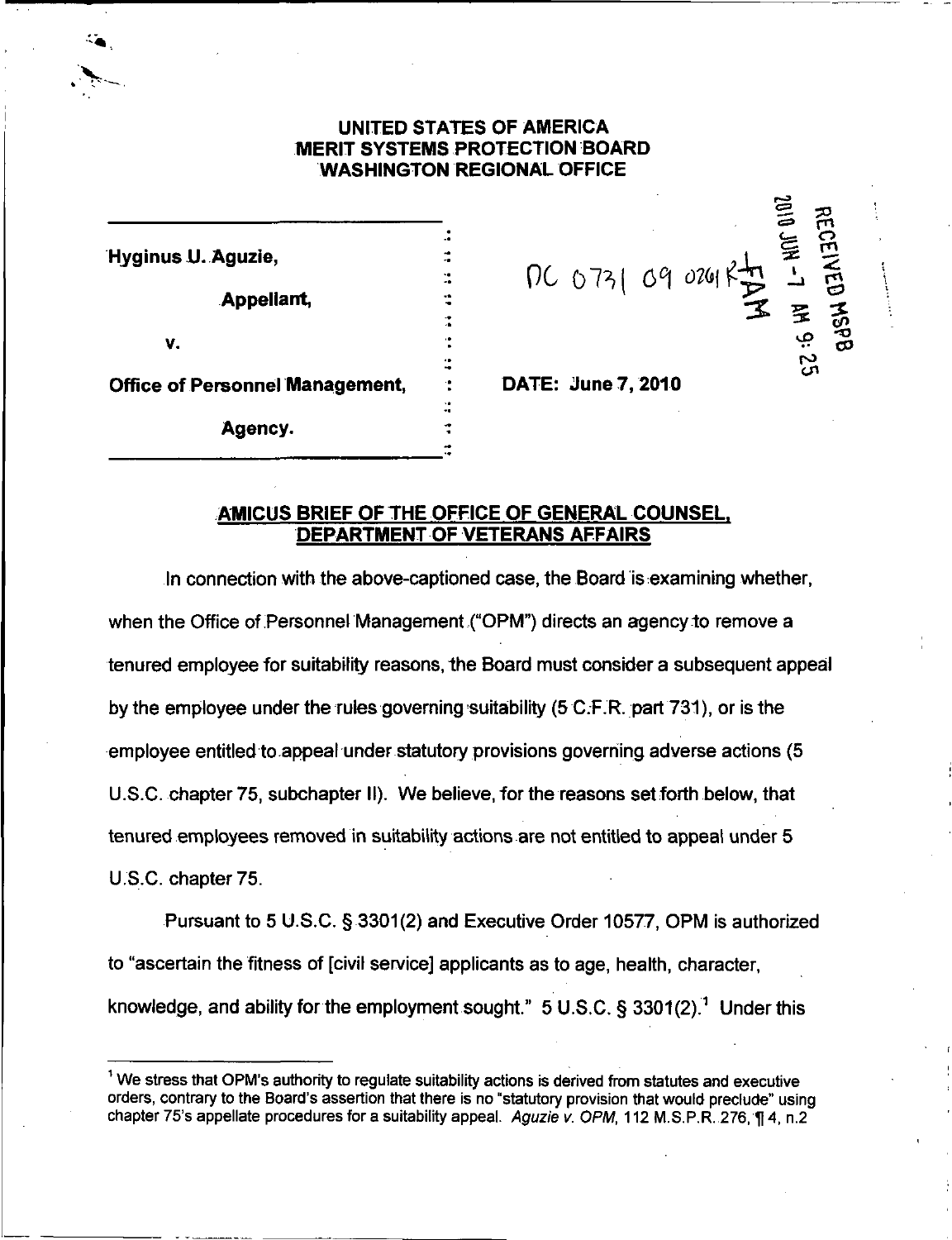**UNITED STATES OF AMERICA**
**MERIT SYSTEMS PROTECTION BOARD**
**WASHINGTON REGIONAL OFFICE**

| | |
|---|---|
| **Hyginus U. Aguzie,** | DC 0731 09 0261 R-1 |
| **Appellant,** | |
| **v.** | |
| **Office of Personnel Management,** | **DATE: June 7, 2010** |
| **Agency.** | |

RECEIVED MSPB 2010 JUN -7 AM 9:25

FAM

## AMICUS BRIEF OF THE OFFICE OF GENERAL COUNSEL, DEPARTMENT OF VETERANS AFFAIRS

In connection with the above-captioned case, the Board is examining whether, when the Office of Personnel Management ("OPM") directs an agency to remove a tenured employee for suitability reasons, the Board must consider a subsequent appeal by the employee under the rules governing suitability (5 C.F.R. part 731), or is the employee entitled to appeal under statutory provisions governing adverse actions (5 U.S.C. chapter 75, subchapter II). We believe, for the reasons set forth below, that tenured employees removed in suitability actions are not entitled to appeal under 5 U.S.C. chapter 75.

Pursuant to 5 U.S.C. § 3301(2) and Executive Order 10577, OPM is authorized to "ascertain the fitness of [civil service] applicants as to age, health, character, knowledge, and ability for the employment sought." 5 U.S.C. § 3301(2).[1] Under this

---

[1] We stress that OPM's authority to regulate suitability actions is derived from statutes and executive orders, contrary to the Board's assertion that there is no "statutory provision that would preclude" using chapter 75's appellate procedures for a suitability appeal. *Aguzie v. OPM*, 112 M.S.P.R. 276, ¶ 4, n.2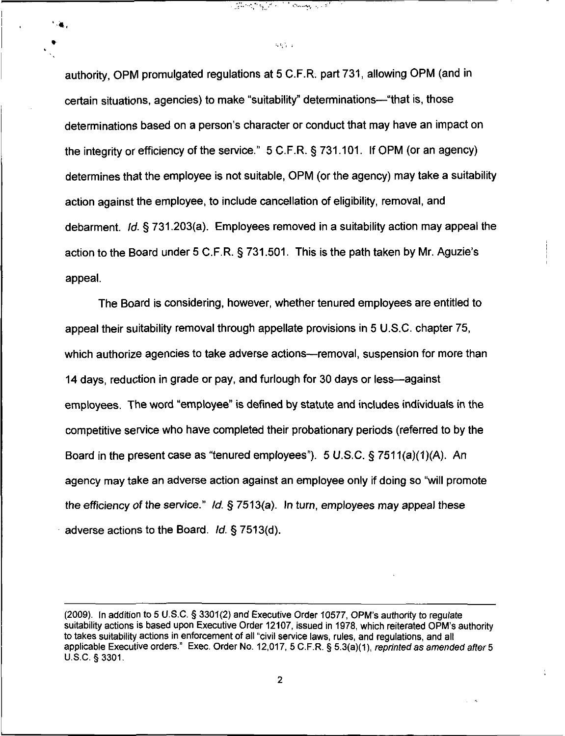authority, OPM promulgated regulations at 5 C.F.R. part 731, allowing OPM (and in certain situations, agencies) to make "suitability" determinations—"that is, those determinations based on a person's character or conduct that may have an impact on the integrity or efficiency of the service." 5 C.F.R. § 731.101. If OPM (or an agency) determines that the employee is not suitable, OPM (or the agency) may take a suitability action against the employee, to include cancellation of eligibility, removal, and debarment. *Id.* § 731.203(a). Employees removed in a suitability action may appeal the action to the Board under 5 C.F.R. § 731.501. This is the path taken by Mr. Aguzie's appeal.

The Board is considering, however, whether tenured employees are entitled to appeal their suitability removal through appellate provisions in 5 U.S.C. chapter 75, which authorize agencies to take adverse actions—removal, suspension for more than 14 days, reduction in grade or pay, and furlough for 30 days or less—against employees. The word "employee" is defined by statute and includes individuals in the competitive service who have completed their probationary periods (referred to by the Board in the present case as "tenured employees"). 5 U.S.C. § 7511(a)(1)(A). An agency may take an adverse action against an employee only if doing so "will promote the efficiency of the service." *Id.* § 7513(a). In turn, employees may appeal these adverse actions to the Board. *Id.* § 7513(d).

---

(2009). In addition to 5 U.S.C. § 3301(2) and Executive Order 10577, OPM's authority to regulate suitability actions is based upon Executive Order 12107, issued in 1978, which reiterated OPM's authority to takes suitability actions in enforcement of all "civil service laws, rules, and regulations, and all applicable Executive orders." Exec. Order No. 12,017, 5 C.F.R. § 5.3(a)(1), *reprinted as amended after* 5 U.S.C. § 3301.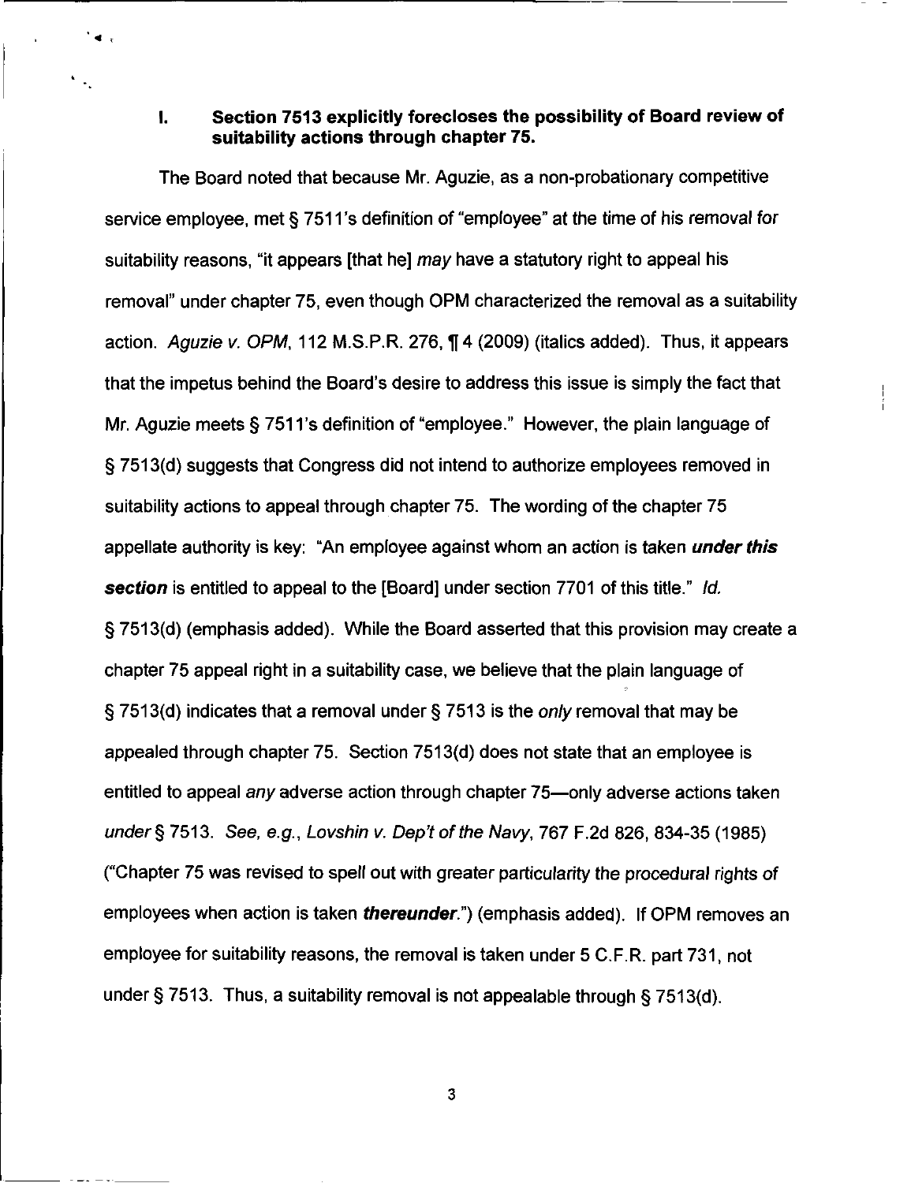## I. Section 7513 explicitly forecloses the possibility of Board review of suitability actions through chapter 75.

The Board noted that because Mr. Aguzie, as a non-probationary competitive service employee, met § 7511's definition of "employee" at the time of his removal for suitability reasons, "it appears [that he] *may* have a statutory right to appeal his removal" under chapter 75, even though OPM characterized the removal as a suitability action. *Aguzie v. OPM*, 112 M.S.P.R. 276, ¶ 4 (2009) (italics added). Thus, it appears that the impetus behind the Board's desire to address this issue is simply the fact that Mr. Aguzie meets § 7511's definition of "employee." However, the plain language of § 7513(d) suggests that Congress did not intend to authorize employees removed in suitability actions to appeal through chapter 75. The wording of the chapter 75 appellate authority is key: "An employee against whom an action is taken ***under this section*** is entitled to appeal to the [Board] under section 7701 of this title." *Id.* § 7513(d) (emphasis added). While the Board asserted that this provision may create a chapter 75 appeal right in a suitability case, we believe that the plain language of § 7513(d) indicates that a removal under § 7513 is the *only* removal that may be appealed through chapter 75. Section 7513(d) does not state that an employee is entitled to appeal *any* adverse action through chapter 75—only adverse actions taken *under* § 7513. *See, e.g., Lovshin v. Dep't of the Navy*, 767 F.2d 826, 834-35 (1985) ("Chapter 75 was revised to spell out with greater particularity the procedural rights of employees when action is taken ***thereunder***.") (emphasis added). If OPM removes an employee for suitability reasons, the removal is taken under 5 C.F.R. part 731, not under § 7513. Thus, a suitability removal is not appealable through § 7513(d).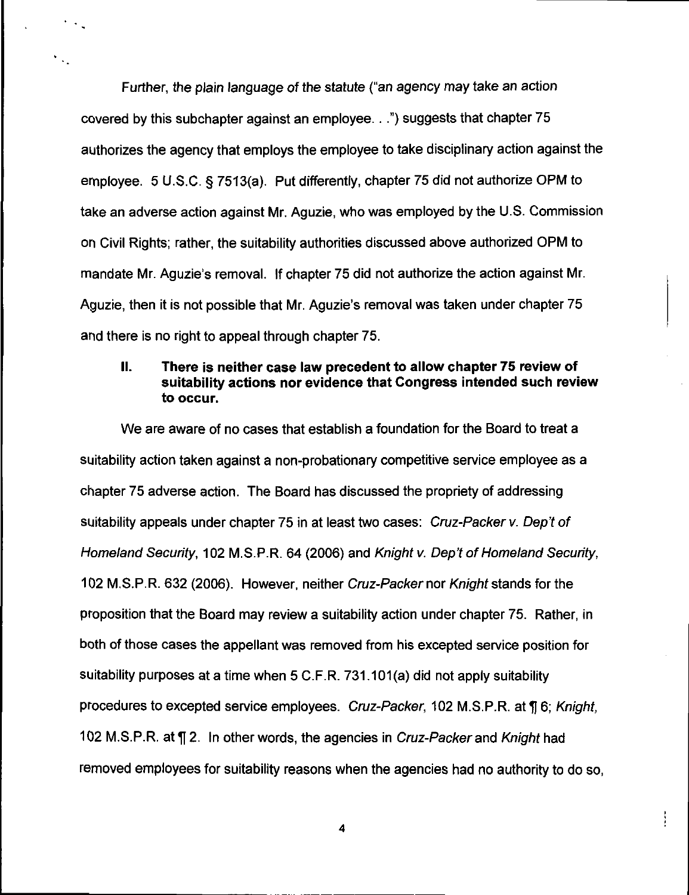Further, the plain language of the statute ("an agency may take an action covered by this subchapter against an employee. . .") suggests that chapter 75 authorizes the agency that employs the employee to take disciplinary action against the employee. 5 U.S.C. § 7513(a). Put differently, chapter 75 did not authorize OPM to take an adverse action against Mr. Aguzie, who was employed by the U.S. Commission on Civil Rights; rather, the suitability authorities discussed above authorized OPM to mandate Mr. Aguzie's removal. If chapter 75 did not authorize the action against Mr. Aguzie, then it is not possible that Mr. Aguzie's removal was taken under chapter 75 and there is no right to appeal through chapter 75.

## II. There is neither case law precedent to allow chapter 75 review of suitability actions nor evidence that Congress intended such review to occur.

We are aware of no cases that establish a foundation for the Board to treat a suitability action taken against a non-probationary competitive service employee as a chapter 75 adverse action. The Board has discussed the propriety of addressing suitability appeals under chapter 75 in at least two cases: *Cruz-Packer v. Dep't of Homeland Security*, 102 M.S.P.R. 64 (2006) and *Knight v. Dep't of Homeland Security*, 102 M.S.P.R. 632 (2006). However, neither *Cruz-Packer* nor *Knight* stands for the proposition that the Board may review a suitability action under chapter 75. Rather, in both of those cases the appellant was removed from his excepted service position for suitability purposes at a time when 5 C.F.R. 731.101(a) did not apply suitability procedures to excepted service employees. *Cruz-Packer*, 102 M.S.P.R. at ¶ 6; *Knight*, 102 M.S.P.R. at ¶ 2. In other words, the agencies in *Cruz-Packer* and *Knight* had removed employees for suitability reasons when the agencies had no authority to do so,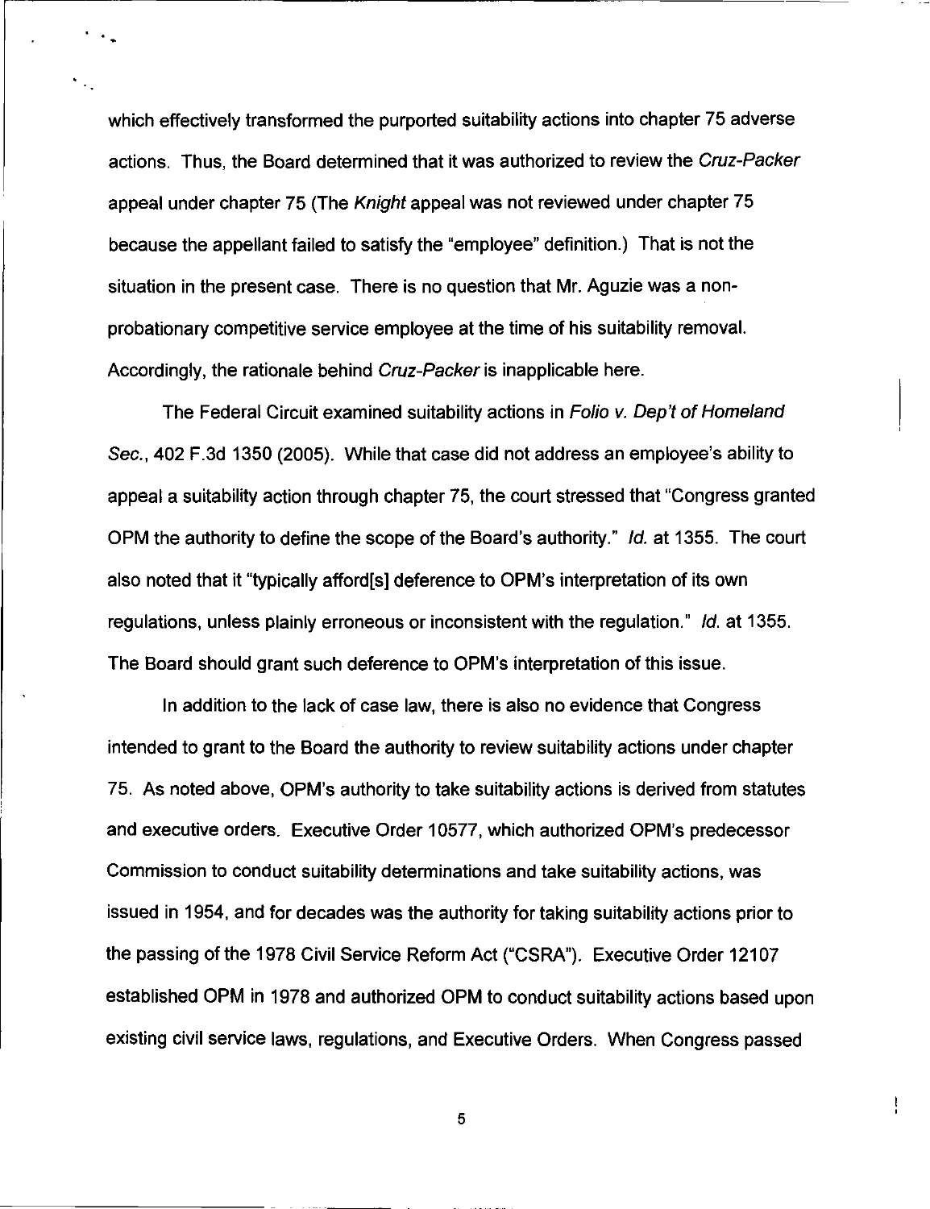which effectively transformed the purported suitability actions into chapter 75 adverse actions. Thus, the Board determined that it was authorized to review the *Cruz-Packer* appeal under chapter 75 (The *Knight* appeal was not reviewed under chapter 75 because the appellant failed to satisfy the "employee" definition.) That is not the situation in the present case. There is no question that Mr. Aguzie was a non-probationary competitive service employee at the time of his suitability removal. Accordingly, the rationale behind *Cruz-Packer* is inapplicable here.

The Federal Circuit examined suitability actions in *Folio v. Dep't of Homeland Sec.*, 402 F.3d 1350 (2005). While that case did not address an employee's ability to appeal a suitability action through chapter 75, the court stressed that "Congress granted OPM the authority to define the scope of the Board's authority." *Id.* at 1355. The court also noted that it "typically afford[s] deference to OPM's interpretation of its own regulations, unless plainly erroneous or inconsistent with the regulation." *Id.* at 1355. The Board should grant such deference to OPM's interpretation of this issue.

In addition to the lack of case law, there is also no evidence that Congress intended to grant to the Board the authority to review suitability actions under chapter 75. As noted above, OPM's authority to take suitability actions is derived from statutes and executive orders. Executive Order 10577, which authorized OPM's predecessor Commission to conduct suitability determinations and take suitability actions, was issued in 1954, and for decades was the authority for taking suitability actions prior to the passing of the 1978 Civil Service Reform Act ("CSRA"). Executive Order 12107 established OPM in 1978 and authorized OPM to conduct suitability actions based upon existing civil service laws, regulations, and Executive Orders. When Congress passed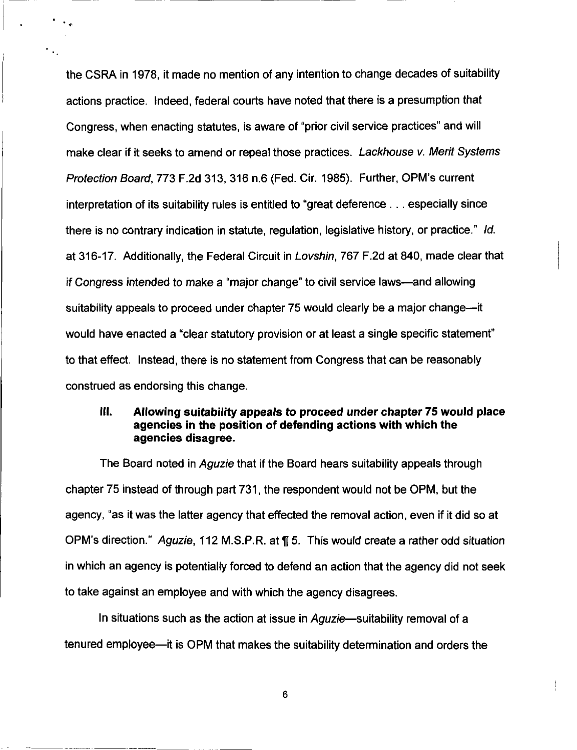the CSRA in 1978, it made no mention of any intention to change decades of suitability actions practice. Indeed, federal courts have noted that there is a presumption that Congress, when enacting statutes, is aware of "prior civil service practices" and will make clear if it seeks to amend or repeal those practices. *Lackhouse v. Merit Systems Protection Board*, 773 F.2d 313, 316 n.6 (Fed. Cir. 1985). Further, OPM's current interpretation of its suitability rules is entitled to "great deference . . . especially since there is no contrary indication in statute, regulation, legislative history, or practice." *Id.* at 316-17. Additionally, the Federal Circuit in *Lovshin*, 767 F.2d at 840, made clear that if Congress intended to make a "major change" to civil service laws—and allowing suitability appeals to proceed under chapter 75 would clearly be a major change—it would have enacted a "clear statutory provision or at least a single specific statement" to that effect. Instead, there is no statement from Congress that can be reasonably construed as endorsing this change.

### III. Allowing suitability appeals to proceed under chapter 75 would place agencies in the position of defending actions with which the agencies disagree.

The Board noted in *Aguzie* that if the Board hears suitability appeals through chapter 75 instead of through part 731, the respondent would not be OPM, but the agency, "as it was the latter agency that effected the removal action, even if it did so at OPM's direction." *Aguzie*, 112 M.S.P.R. at ¶ 5. This would create a rather odd situation in which an agency is potentially forced to defend an action that the agency did not seek to take against an employee and with which the agency disagrees.

In situations such as the action at issue in *Aguzie*—suitability removal of a tenured employee—it is OPM that makes the suitability determination and orders the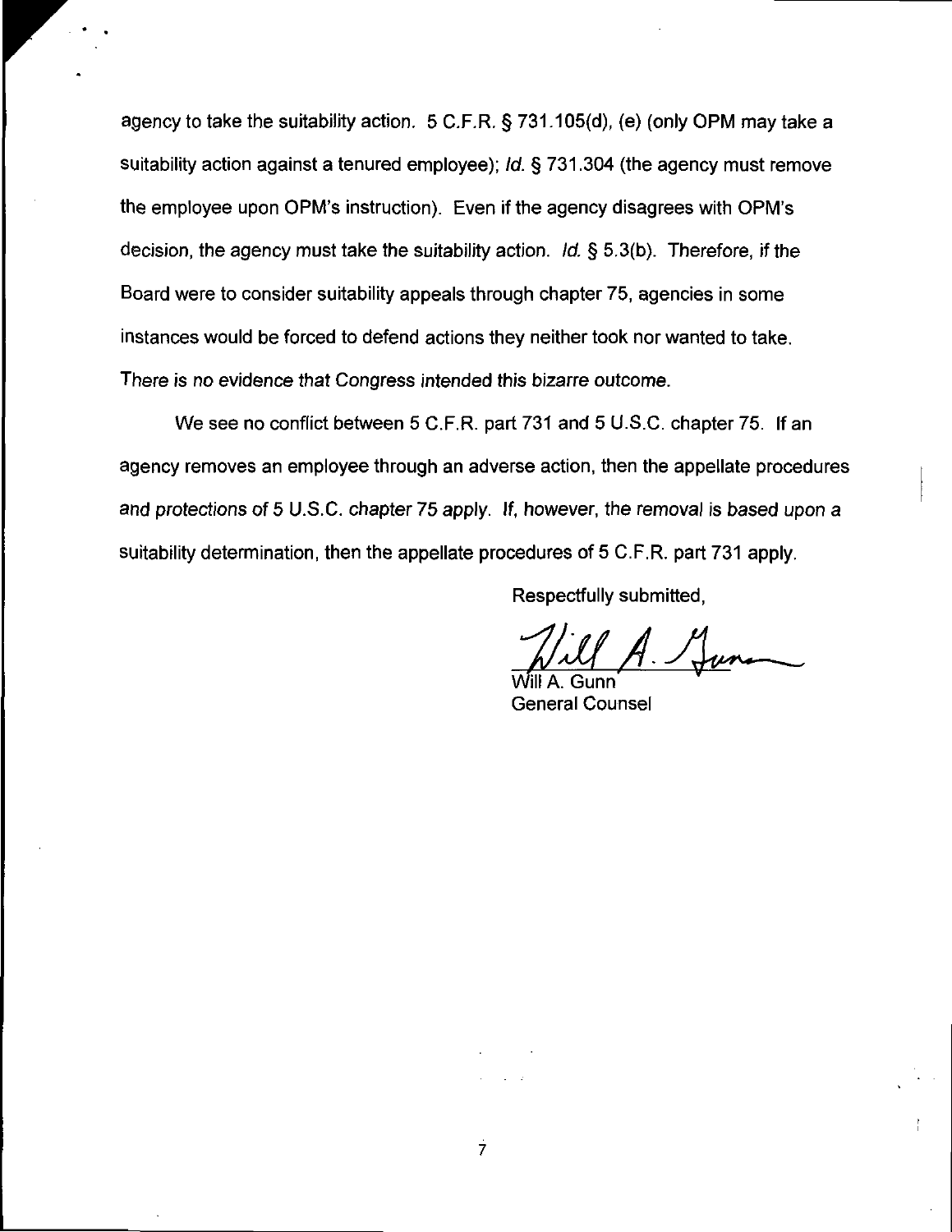agency to take the suitability action. 5 C.F.R. § 731.105(d), (e) (only OPM may take a suitability action against a tenured employee); *Id.* § 731.304 (the agency must remove the employee upon OPM's instruction). Even if the agency disagrees with OPM's decision, the agency must take the suitability action. *Id.* § 5.3(b). Therefore, if the Board were to consider suitability appeals through chapter 75, agencies in some instances would be forced to defend actions they neither took nor wanted to take. There is no evidence that Congress intended this bizarre outcome.

We see no conflict between 5 C.F.R. part 731 and 5 U.S.C. chapter 75. If an agency removes an employee through an adverse action, then the appellate procedures and protections of 5 U.S.C. chapter 75 apply. If, however, the removal is based upon a suitability determination, then the appellate procedures of 5 C.F.R. part 731 apply.

Respectfully submitted,

Will A. Gunn
General Counsel